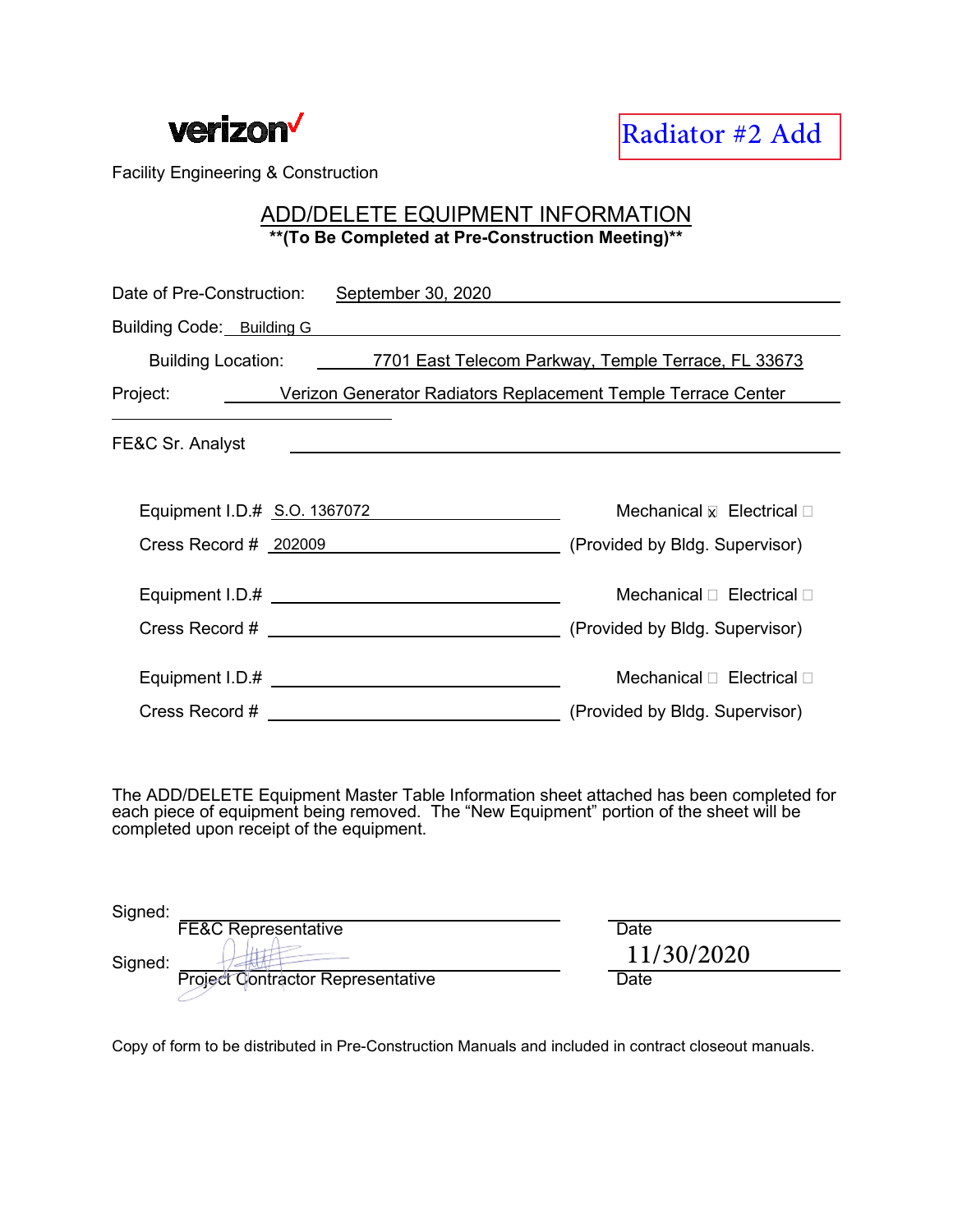verizon

Facility Engineering & Construction

Radiator #2 Add

# ADD/DELETE EQUIPMENT INFORMATION

**\*\*(To Be Completed at Pre-Construction Meeting)\*\***

Date of Pre-Construction: September 30, 2020

Building Code: Building G

Building Location: 7701 East Telecom Parkway, Temple Terrace, FL 33673

Project: Verizon Generator Radiators Replacement Temple Terrace Center

FE&C Sr. Analyst ______________________

Equipment I.D.# S.O. 1367072 Mechanical ☒ Electrical ☐

Cress Record # 202009 (Provided by Bldg. Supervisor)

Equipment I.D.# ______________________ Mechanical ☐ Electrical ☐

Cress Record # ______________________ (Provided by Bldg. Supervisor)

Equipment I.D.# ______________________ Mechanical ☐ Electrical ☐

Cress Record # ______________________ (Provided by Bldg. Supervisor)

The ADD/DELETE Equipment Master Table Information sheet attached has been completed for each piece of equipment being removed. The "New Equipment" portion of the sheet will be completed upon receipt of the equipment.

Signed: ______________________ Date ______________________
FE&C Representative

Signed: [signature] Date 11/30/2020
Project Contractor Representative

Copy of form to be distributed in Pre-Construction Manuals and included in contract closeout manuals.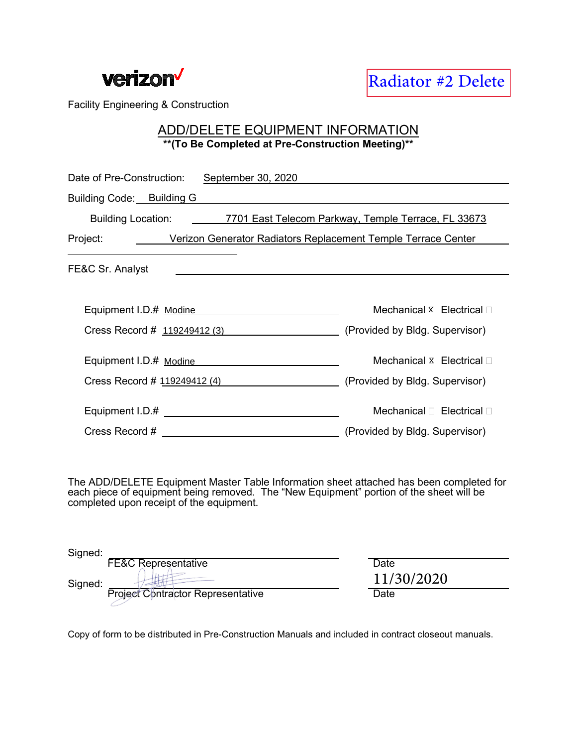verizon

Radiator #2 Delete

Facility Engineering & Construction

# ADD/DELETE EQUIPMENT INFORMATION

**\*\*(To Be Completed at Pre-Construction Meeting)\*\***

Date of Pre-Construction: September 30, 2020

Building Code: Building G

Building Location: 7701 East Telecom Parkway, Temple Terrace, FL 33673

Project: Verizon Generator Radiators Replacement Temple Terrace Center

FE&C Sr. Analyst

Equipment I.D.# Modine — Mechanical ☒ Electrical ☐

Cress Record # 119249412 (3) (Provided by Bldg. Supervisor)

Equipment I.D.# Modine — Mechanical ☒ Electrical ☐

Cress Record # 119249412 (4) (Provided by Bldg. Supervisor)

Equipment I.D.# — Mechanical ☐ Electrical ☐

Cress Record # (Provided by Bldg. Supervisor)

The ADD/DELETE Equipment Master Table Information sheet attached has been completed for each piece of equipment being removed. The "New Equipment" portion of the sheet will be completed upon receipt of the equipment.

Signed: ______________________ Date: ______________________
FE&C Representative

Signed: [signature] Date: 11/30/2020
Project Contractor Representative

Copy of form to be distributed in Pre-Construction Manuals and included in contract closeout manuals.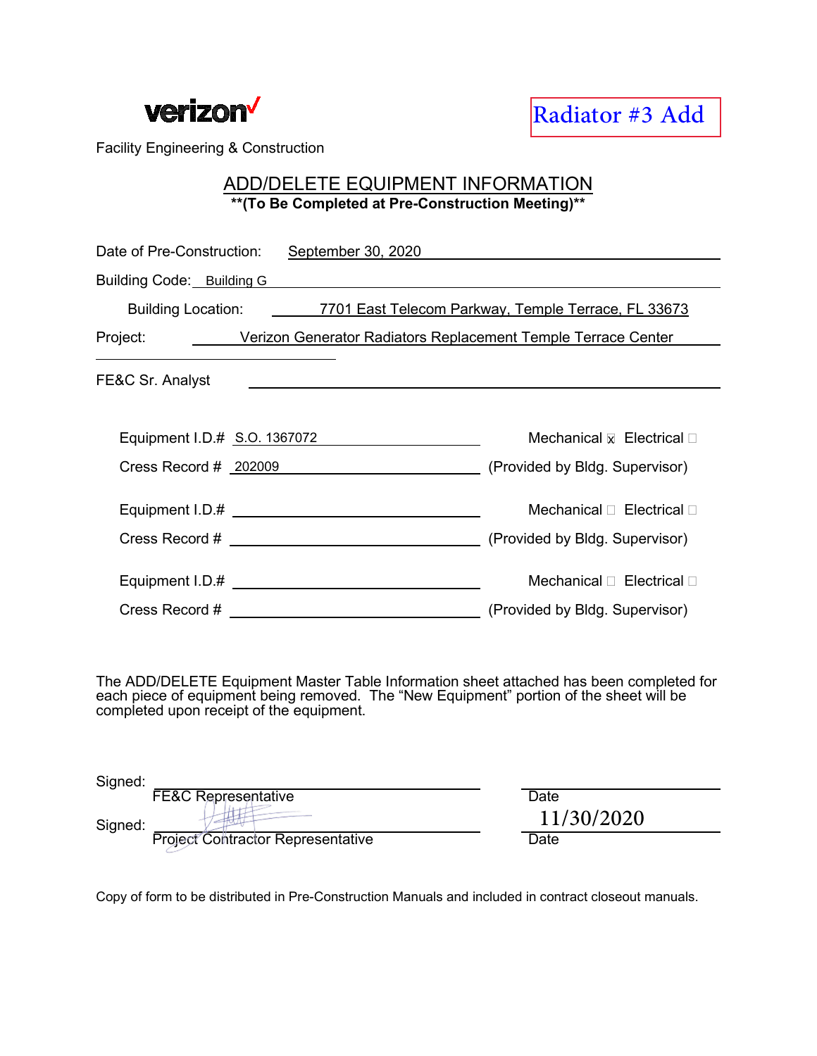verizon

Radiator #3 Add

Facility Engineering & Construction

# ADD/DELETE EQUIPMENT INFORMATION

**\*\*(To Be Completed at Pre-Construction Meeting)\*\***

Date of Pre-Construction: September 30, 2020

Building Code: Building G

Building Location: 7701 East Telecom Parkway, Temple Terrace, FL 33673

Project: Verizon Generator Radiators Replacement Temple Terrace Center

FE&C Sr. Analyst ____________________

Equipment I.D.# S.O. 1367072 Mechanical ☒ Electrical ☐

Cress Record # 202009 (Provided by Bldg. Supervisor)

Equipment I.D.# ____________________ Mechanical ☐ Electrical ☐

Cress Record # ____________________ (Provided by Bldg. Supervisor)

Equipment I.D.# ____________________ Mechanical ☐ Electrical ☐

Cress Record # ____________________ (Provided by Bldg. Supervisor)

The ADD/DELETE Equipment Master Table Information sheet attached has been completed for each piece of equipment being removed. The "New Equipment" portion of the sheet will be completed upon receipt of the equipment.

Signed: ____________________ ____________________
FE&C Representative Date

Signed: [signature] 11/30/2020
Project Contractor Representative Date

Copy of form to be distributed in Pre-Construction Manuals and included in contract closeout manuals.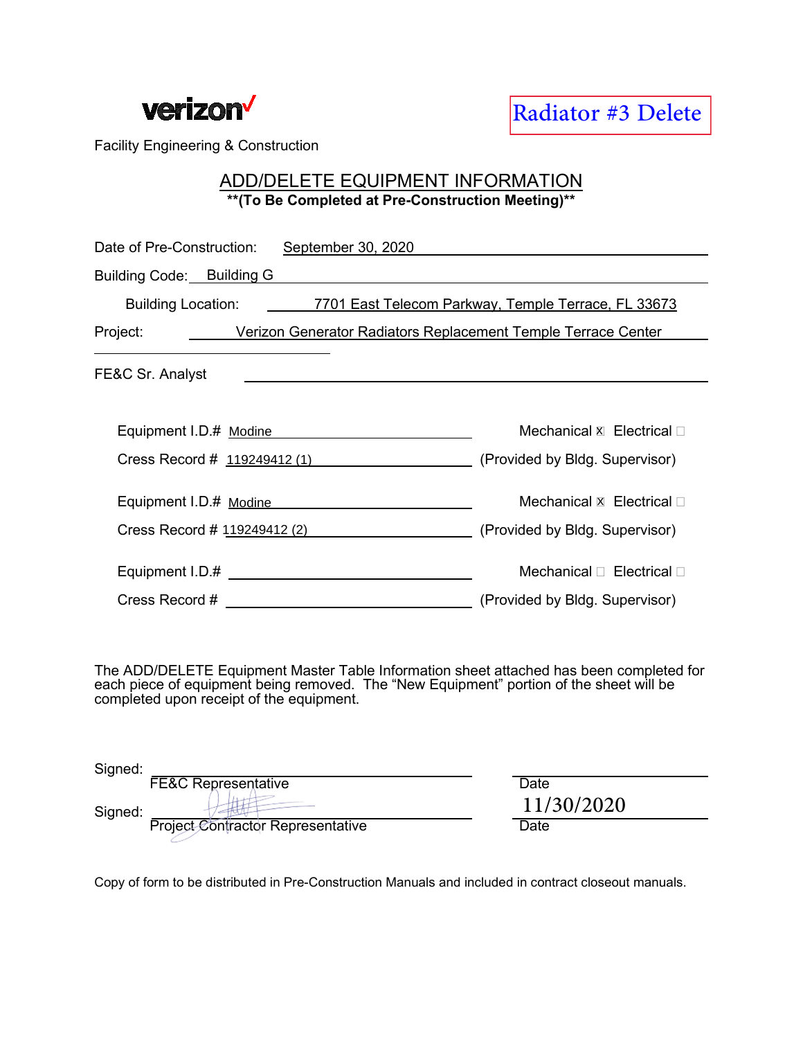verizon✓

Radiator #3 Delete

Facility Engineering & Construction

## ADD/DELETE EQUIPMENT INFORMATION

**(To Be Completed at Pre-Construction Meeting)**

Date of Pre-Construction: September 30, 2020

Building Code: Building G

Building Location: 7701 East Telecom Parkway, Temple Terrace, FL 33673

Project: Verizon Generator Radiators Replacement Temple Terrace Center

FE&C Sr. Analyst

Equipment I.D.# Modine — Mechanical ☒ Electrical ☐

Cress Record # 119249412 (1) — (Provided by Bldg. Supervisor)

Equipment I.D.# Modine — Mechanical ☒ Electrical ☐

Cress Record # 119249412 (2) — (Provided by Bldg. Supervisor)

Equipment I.D.# — Mechanical ☐ Electrical ☐

Cress Record # — (Provided by Bldg. Supervisor)

The ADD/DELETE Equipment Master Table Information sheet attached has been completed for each piece of equipment being removed. The "New Equipment" portion of the sheet will be completed upon receipt of the equipment.

Signed: ______________________ Date ______________________
FE&C Representative

Signed: [signature] Date 11/30/2020
Project Contractor Representative

Copy of form to be distributed in Pre-Construction Manuals and included in contract closeout manuals.